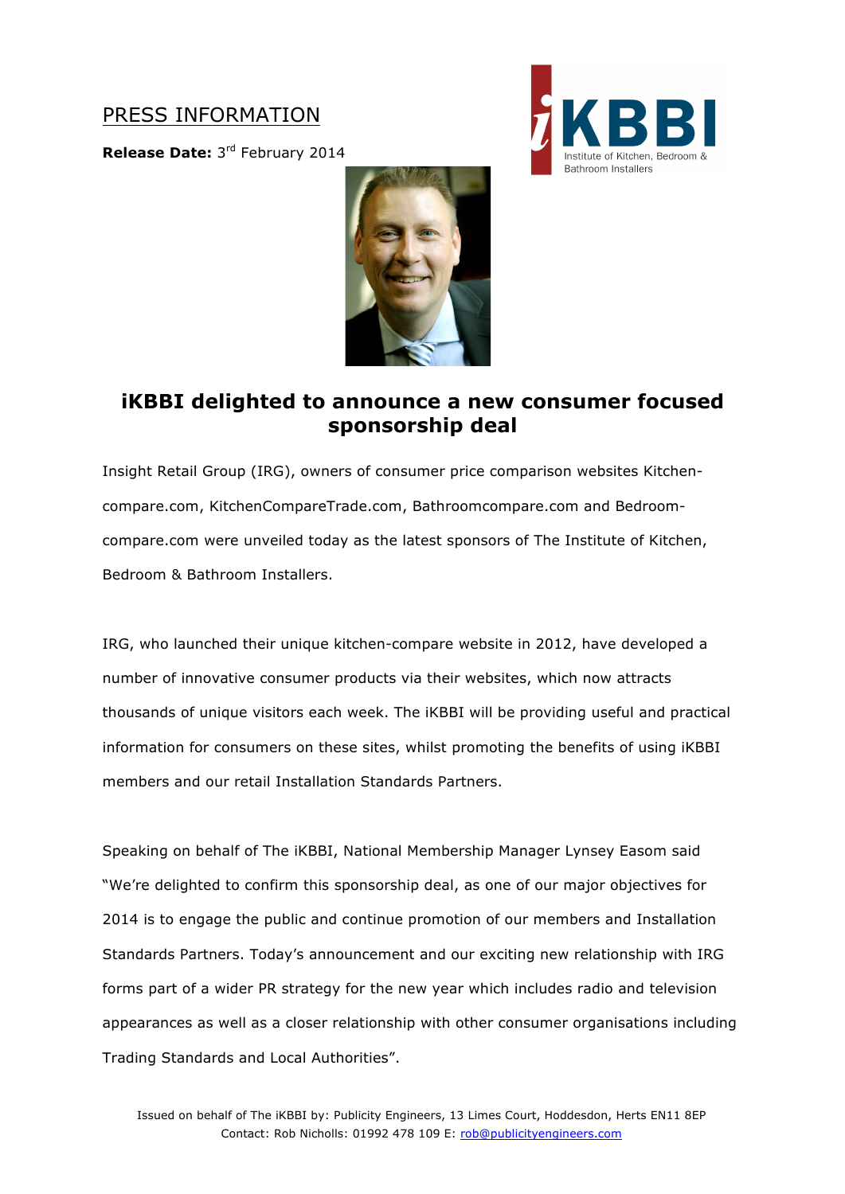PRESS INFORMATION

**Release Date:** 3rd February 2014

# iKBBI delighted to announce a new consumer focused sponsorship deal

Insight Retail Group (IRG), owners of consumer price comparison websites Kitchen-compare.com, KitchenCompareTrade.com, Bathroomcompare.com and Bedroom-compare.com were unveiled today as the latest sponsors of The Institute of Kitchen, Bedroom & Bathroom Installers.

IRG, who launched their unique kitchen-compare website in 2012, have developed a number of innovative consumer products via their websites, which now attracts thousands of unique visitors each week. The iKBBI will be providing useful and practical information for consumers on these sites, whilst promoting the benefits of using iKBBI members and our retail Installation Standards Partners.

Speaking on behalf of The iKBBI, National Membership Manager Lynsey Easom said "We're delighted to confirm this sponsorship deal, as one of our major objectives for 2014 is to engage the public and continue promotion of our members and Installation Standards Partners. Today's announcement and our exciting new relationship with IRG forms part of a wider PR strategy for the new year which includes radio and television appearances as well as a closer relationship with other consumer organisations including Trading Standards and Local Authorities".

Issued on behalf of The iKBBI by: Publicity Engineers, 13 Limes Court, Hoddesdon, Herts EN11 8EP
Contact: Rob Nicholls: 01992 478 109 E: rob@publicityengineers.com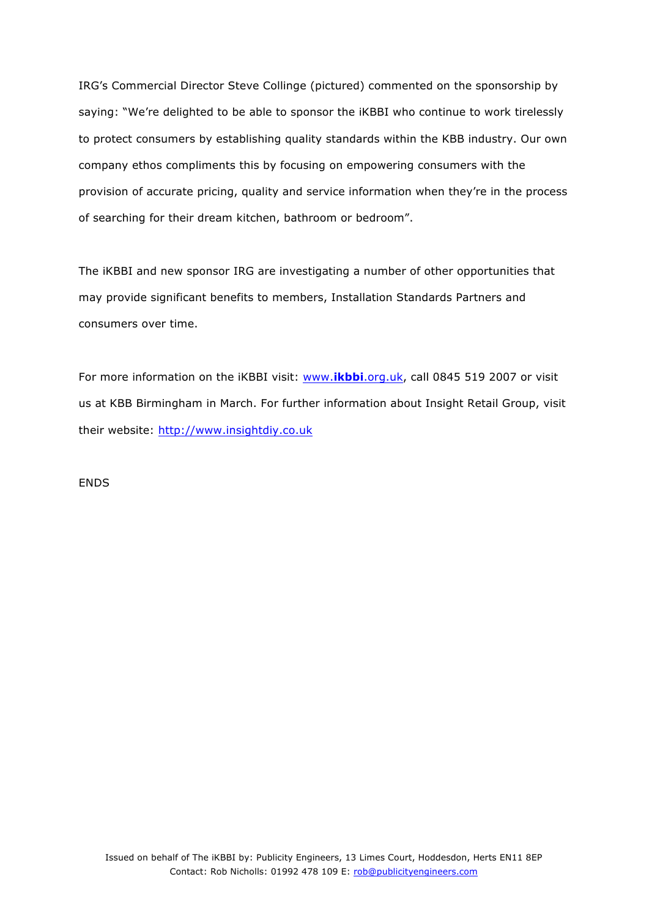IRG's Commercial Director Steve Collinge (pictured) commented on the sponsorship by saying: "We're delighted to be able to sponsor the iKBBI who continue to work tirelessly to protect consumers by establishing quality standards within the KBB industry. Our own company ethos compliments this by focusing on empowering consumers with the provision of accurate pricing, quality and service information when they're in the process of searching for their dream kitchen, bathroom or bedroom".

The iKBBI and new sponsor IRG are investigating a number of other opportunities that may provide significant benefits to members, Installation Standards Partners and consumers over time.

For more information on the iKBBI visit: www.**ikbbi**.org.uk, call 0845 519 2007 or visit us at KBB Birmingham in March. For further information about Insight Retail Group, visit their website: http://www.insightdiy.co.uk

ENDS

Issued on behalf of The iKBBI by: Publicity Engineers, 13 Limes Court, Hoddesdon, Herts EN11 8EP
Contact: Rob Nicholls: 01992 478 109 E: rob@publicityengineers.com